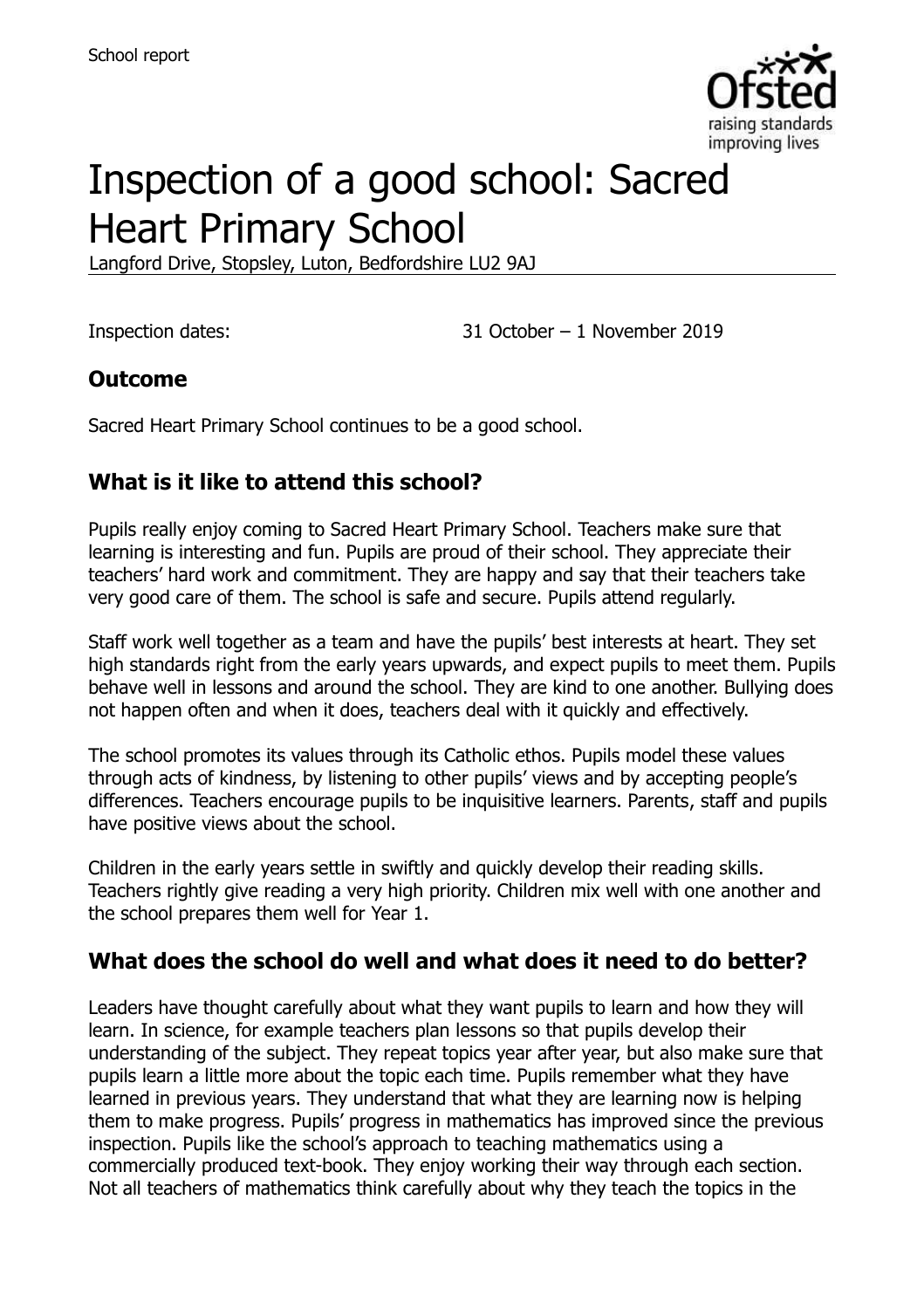School report

# Inspection of a good school: Sacred Heart Primary School

Langford Drive, Stopsley, Luton, Bedfordshire LU2 9AJ

Inspection dates: 31 October – 1 November 2019

## Outcome

Sacred Heart Primary School continues to be a good school.

## What is it like to attend this school?

Pupils really enjoy coming to Sacred Heart Primary School. Teachers make sure that learning is interesting and fun. Pupils are proud of their school. They appreciate their teachers' hard work and commitment. They are happy and say that their teachers take very good care of them. The school is safe and secure. Pupils attend regularly.

Staff work well together as a team and have the pupils' best interests at heart. They set high standards right from the early years upwards, and expect pupils to meet them. Pupils behave well in lessons and around the school. They are kind to one another. Bullying does not happen often and when it does, teachers deal with it quickly and effectively.

The school promotes its values through its Catholic ethos. Pupils model these values through acts of kindness, by listening to other pupils' views and by accepting people's differences. Teachers encourage pupils to be inquisitive learners. Parents, staff and pupils have positive views about the school.

Children in the early years settle in swiftly and quickly develop their reading skills. Teachers rightly give reading a very high priority. Children mix well with one another and the school prepares them well for Year 1.

## What does the school do well and what does it need to do better?

Leaders have thought carefully about what they want pupils to learn and how they will learn. In science, for example teachers plan lessons so that pupils develop their understanding of the subject. They repeat topics year after year, but also make sure that pupils learn a little more about the topic each time. Pupils remember what they have learned in previous years. They understand that what they are learning now is helping them to make progress. Pupils' progress in mathematics has improved since the previous inspection. Pupils like the school's approach to teaching mathematics using a commercially produced text-book. They enjoy working their way through each section. Not all teachers of mathematics think carefully about why they teach the topics in the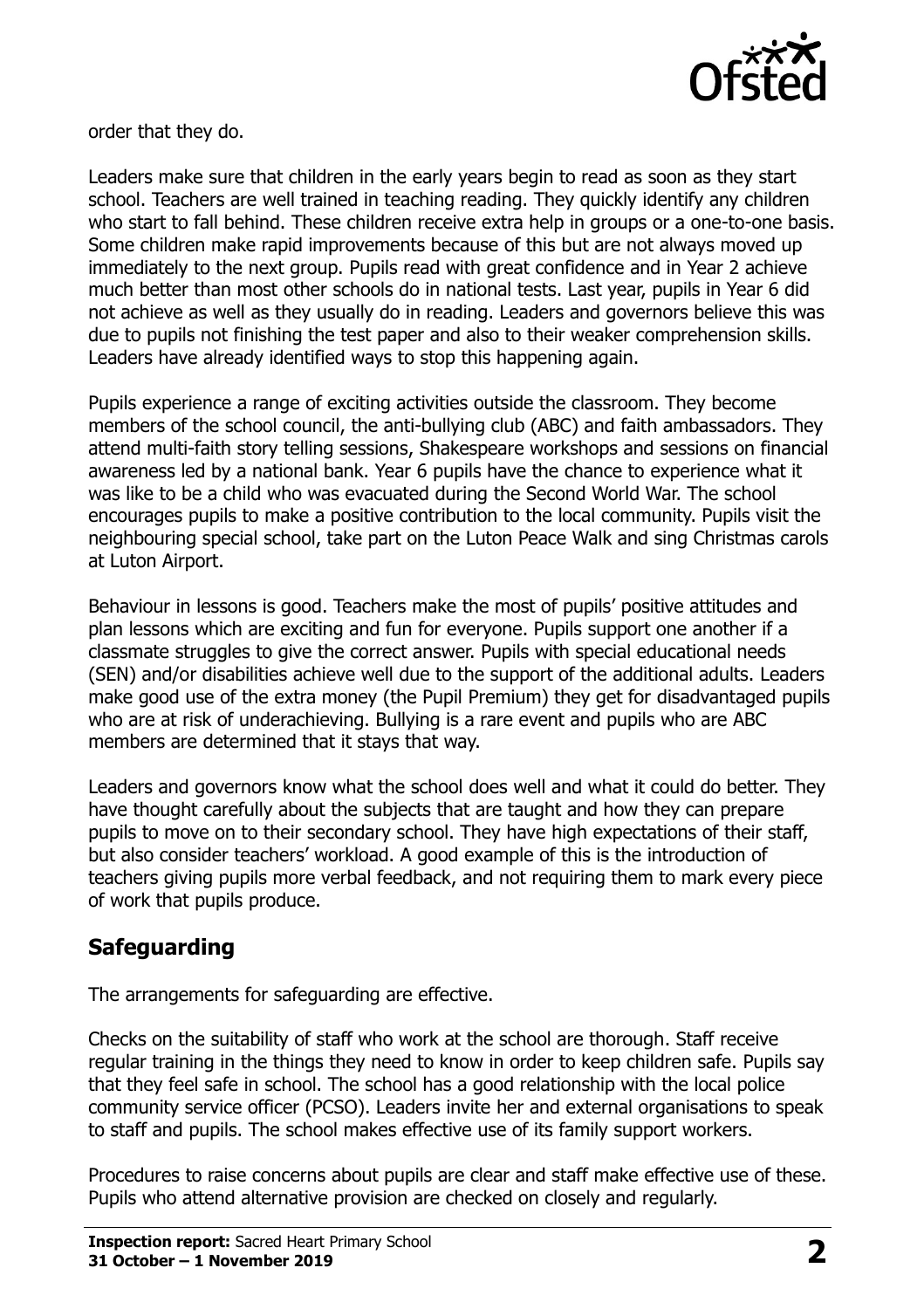order that they do.

Leaders make sure that children in the early years begin to read as soon as they start school. Teachers are well trained in teaching reading. They quickly identify any children who start to fall behind. These children receive extra help in groups or a one-to-one basis. Some children make rapid improvements because of this but are not always moved up immediately to the next group. Pupils read with great confidence and in Year 2 achieve much better than most other schools do in national tests. Last year, pupils in Year 6 did not achieve as well as they usually do in reading. Leaders and governors believe this was due to pupils not finishing the test paper and also to their weaker comprehension skills. Leaders have already identified ways to stop this happening again.

Pupils experience a range of exciting activities outside the classroom. They become members of the school council, the anti-bullying club (ABC) and faith ambassadors. They attend multi-faith story telling sessions, Shakespeare workshops and sessions on financial awareness led by a national bank. Year 6 pupils have the chance to experience what it was like to be a child who was evacuated during the Second World War. The school encourages pupils to make a positive contribution to the local community. Pupils visit the neighbouring special school, take part on the Luton Peace Walk and sing Christmas carols at Luton Airport.

Behaviour in lessons is good. Teachers make the most of pupils' positive attitudes and plan lessons which are exciting and fun for everyone. Pupils support one another if a classmate struggles to give the correct answer. Pupils with special educational needs (SEN) and/or disabilities achieve well due to the support of the additional adults. Leaders make good use of the extra money (the Pupil Premium) they get for disadvantaged pupils who are at risk of underachieving. Bullying is a rare event and pupils who are ABC members are determined that it stays that way.

Leaders and governors know what the school does well and what it could do better. They have thought carefully about the subjects that are taught and how they can prepare pupils to move on to their secondary school. They have high expectations of their staff, but also consider teachers' workload. A good example of this is the introduction of teachers giving pupils more verbal feedback, and not requiring them to mark every piece of work that pupils produce.

## Safeguarding

The arrangements for safeguarding are effective.

Checks on the suitability of staff who work at the school are thorough. Staff receive regular training in the things they need to know in order to keep children safe. Pupils say that they feel safe in school. The school has a good relationship with the local police community service officer (PCSO). Leaders invite her and external organisations to speak to staff and pupils. The school makes effective use of its family support workers.

Procedures to raise concerns about pupils are clear and staff make effective use of these. Pupils who attend alternative provision are checked on closely and regularly.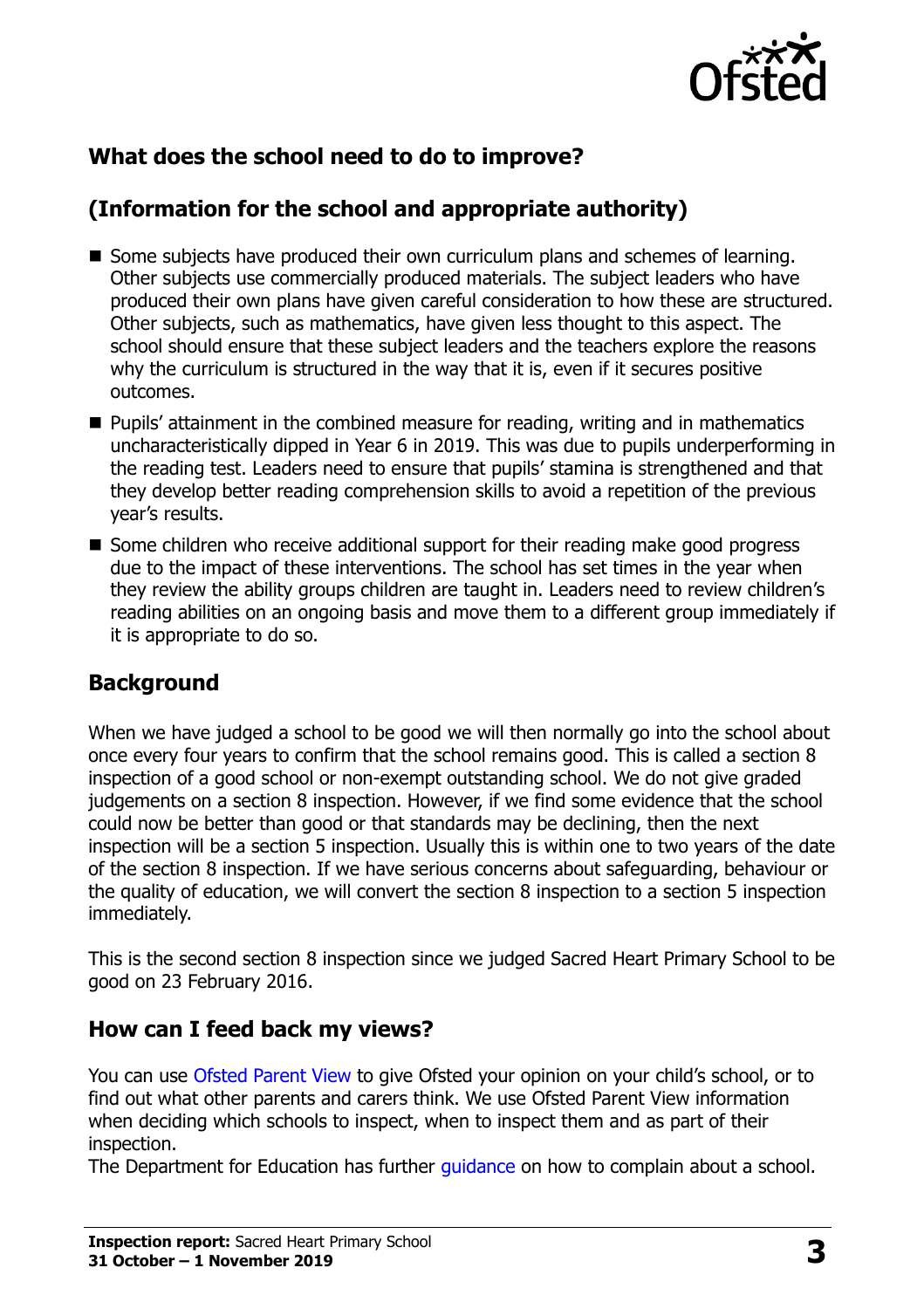## What does the school need to do to improve?

## (Information for the school and appropriate authority)

- Some subjects have produced their own curriculum plans and schemes of learning. Other subjects use commercially produced materials. The subject leaders who have produced their own plans have given careful consideration to how these are structured. Other subjects, such as mathematics, have given less thought to this aspect. The school should ensure that these subject leaders and the teachers explore the reasons why the curriculum is structured in the way that it is, even if it secures positive outcomes.
- Pupils' attainment in the combined measure for reading, writing and in mathematics uncharacteristically dipped in Year 6 in 2019. This was due to pupils underperforming in the reading test. Leaders need to ensure that pupils' stamina is strengthened and that they develop better reading comprehension skills to avoid a repetition of the previous year's results.
- Some children who receive additional support for their reading make good progress due to the impact of these interventions. The school has set times in the year when they review the ability groups children are taught in. Leaders need to review children's reading abilities on an ongoing basis and move them to a different group immediately if it is appropriate to do so.

## Background

When we have judged a school to be good we will then normally go into the school about once every four years to confirm that the school remains good. This is called a section 8 inspection of a good school or non-exempt outstanding school. We do not give graded judgements on a section 8 inspection. However, if we find some evidence that the school could now be better than good or that standards may be declining, then the next inspection will be a section 5 inspection. Usually this is within one to two years of the date of the section 8 inspection. If we have serious concerns about safeguarding, behaviour or the quality of education, we will convert the section 8 inspection to a section 5 inspection immediately.

This is the second section 8 inspection since we judged Sacred Heart Primary School to be good on 23 February 2016.

## How can I feed back my views?

You can use Ofsted Parent View to give Ofsted your opinion on your child's school, or to find out what other parents and carers think. We use Ofsted Parent View information when deciding which schools to inspect, when to inspect them and as part of their inspection.

The Department for Education has further guidance on how to complain about a school.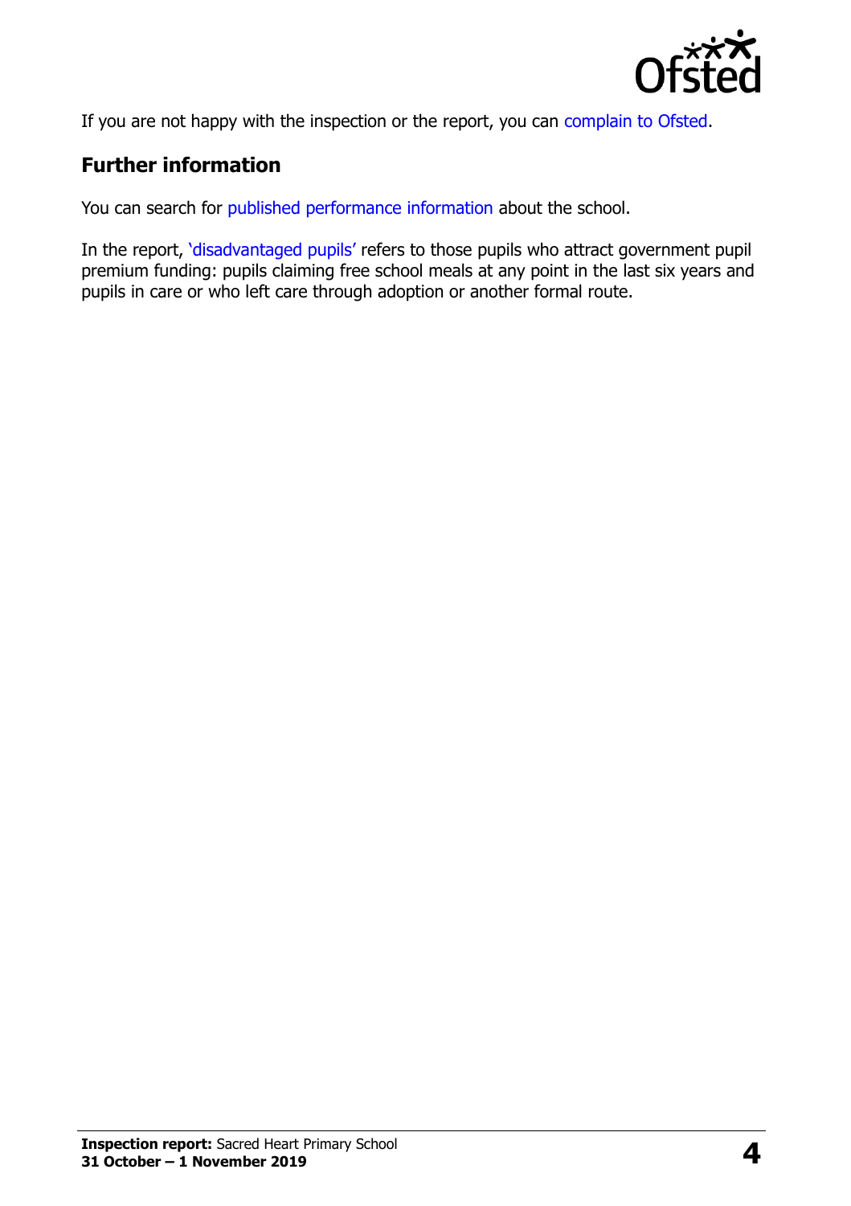If you are not happy with the inspection or the report, you can complain to Ofsted.

## Further information

You can search for published performance information about the school.

In the report, 'disadvantaged pupils' refers to those pupils who attract government pupil premium funding: pupils claiming free school meals at any point in the last six years and pupils in care or who left care through adoption or another formal route.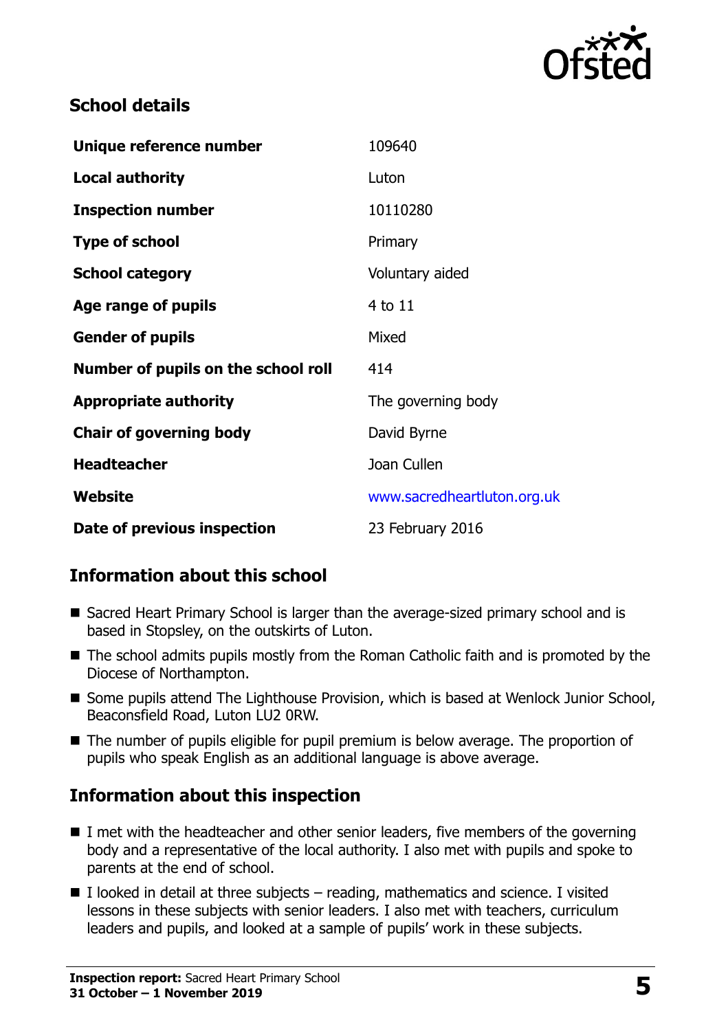## School details

| Unique reference number | 109640 |
| --- | --- |
| Local authority | Luton |
| Inspection number | 10110280 |
| Type of school | Primary |
| School category | Voluntary aided |
| Age range of pupils | 4 to 11 |
| Gender of pupils | Mixed |
| Number of pupils on the school roll | 414 |
| Appropriate authority | The governing body |
| Chair of governing body | David Byrne |
| Headteacher | Joan Cullen |
| Website | www.sacredheartluton.org.uk |
| Date of previous inspection | 23 February 2016 |

## Information about this school

- Sacred Heart Primary School is larger than the average-sized primary school and is based in Stopsley, on the outskirts of Luton.
- The school admits pupils mostly from the Roman Catholic faith and is promoted by the Diocese of Northampton.
- Some pupils attend The Lighthouse Provision, which is based at Wenlock Junior School, Beaconsfield Road, Luton LU2 0RW.
- The number of pupils eligible for pupil premium is below average. The proportion of pupils who speak English as an additional language is above average.

## Information about this inspection

- I met with the headteacher and other senior leaders, five members of the governing body and a representative of the local authority. I also met with pupils and spoke to parents at the end of school.
- I looked in detail at three subjects – reading, mathematics and science. I visited lessons in these subjects with senior leaders. I also met with teachers, curriculum leaders and pupils, and looked at a sample of pupils' work in these subjects.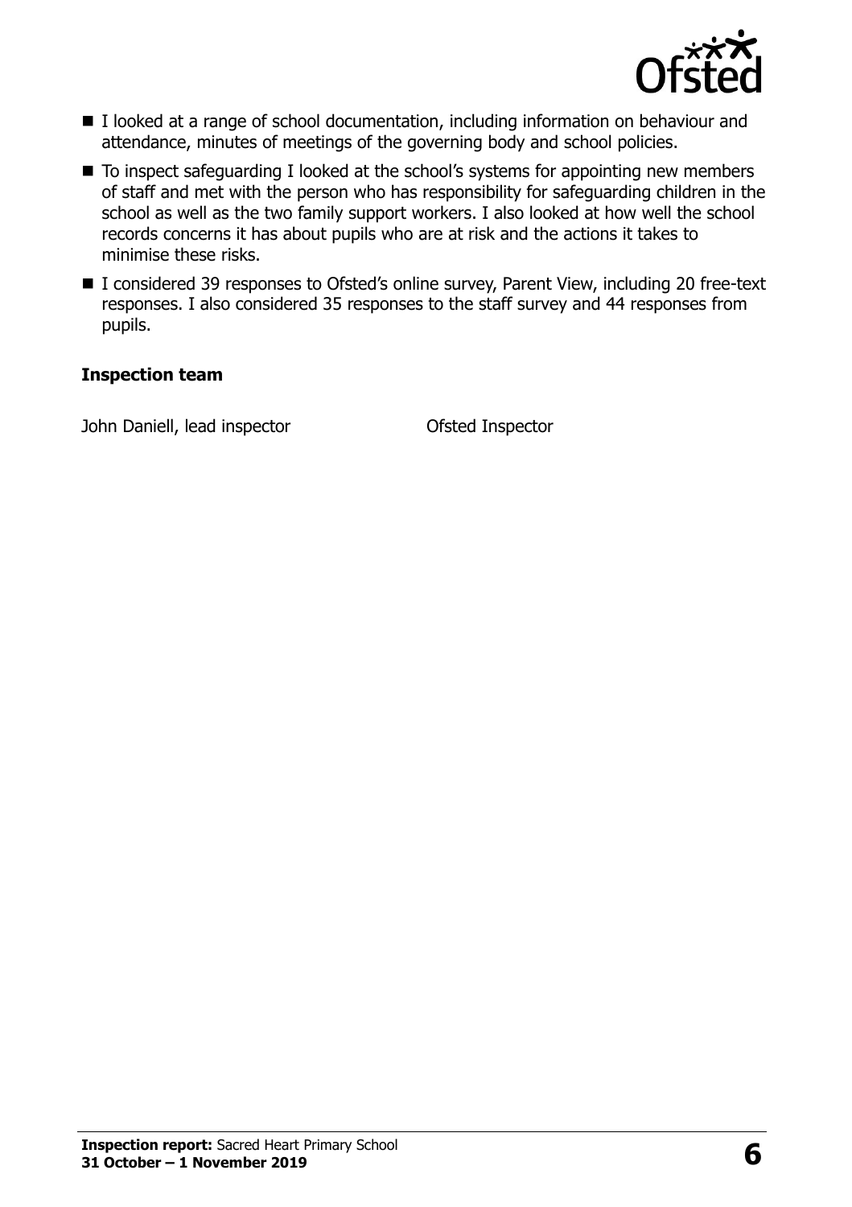- I looked at a range of school documentation, including information on behaviour and attendance, minutes of meetings of the governing body and school policies.
- To inspect safeguarding I looked at the school's systems for appointing new members of staff and met with the person who has responsibility for safeguarding children in the school as well as the two family support workers. I also looked at how well the school records concerns it has about pupils who are at risk and the actions it takes to minimise these risks.
- I considered 39 responses to Ofsted's online survey, Parent View, including 20 free-text responses. I also considered 35 responses to the staff survey and 44 responses from pupils.

## Inspection team

| | |
|---|---|
| John Daniell, lead inspector | Ofsted Inspector |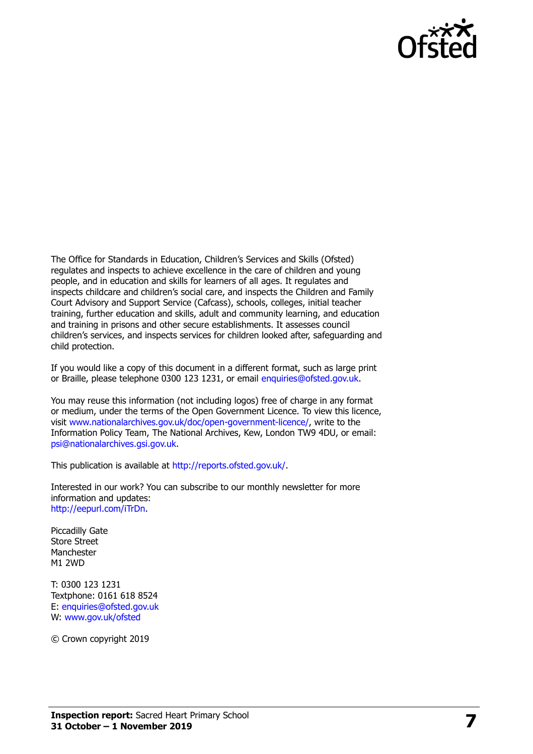The Office for Standards in Education, Children's Services and Skills (Ofsted) regulates and inspects to achieve excellence in the care of children and young people, and in education and skills for learners of all ages. It regulates and inspects childcare and children's social care, and inspects the Children and Family Court Advisory and Support Service (Cafcass), schools, colleges, initial teacher training, further education and skills, adult and community learning, and education and training in prisons and other secure establishments. It assesses council children's services, and inspects services for children looked after, safeguarding and child protection.

If you would like a copy of this document in a different format, such as large print or Braille, please telephone 0300 123 1231, or email enquiries@ofsted.gov.uk.

You may reuse this information (not including logos) free of charge in any format or medium, under the terms of the Open Government Licence. To view this licence, visit www.nationalarchives.gov.uk/doc/open-government-licence/, write to the Information Policy Team, The National Archives, Kew, London TW9 4DU, or email: psi@nationalarchives.gsi.gov.uk.

This publication is available at http://reports.ofsted.gov.uk/.

Interested in our work? You can subscribe to our monthly newsletter for more information and updates:
http://eepurl.com/iTrDn.

Piccadilly Gate
Store Street
Manchester
M1 2WD

T: 0300 123 1231
Textphone: 0161 618 8524
E: enquiries@ofsted.gov.uk
W: www.gov.uk/ofsted

© Crown copyright 2019